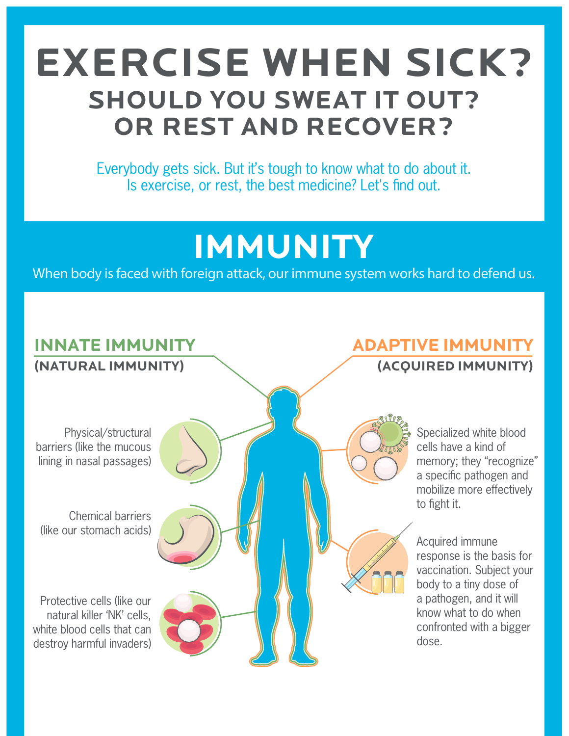# EXERCISE WHEN SICK?

## SHOULD YOU SWEAT IT OUT? OR REST AND RECOVER?

Everybody gets sick. But it's tough to know what to do about it.
Is exercise, or rest, the best medicine? Let's find out.

# IMMUNITY

When body is faced with foreign attack, our immune system works hard to defend us.

## INNATE IMMUNITY

**(NATURAL IMMUNITY)**

- Physical/structural barriers (like the mucous lining in nasal passages)
- Chemical barriers (like our stomach acids)
- Protective cells (like our natural killer 'NK' cells, white blood cells that can destroy harmful invaders)

## ADAPTIVE IMMUNITY

**(ACQUIRED IMMUNITY)**

- Specialized white blood cells have a kind of memory; they "recognize" a specific pathogen and mobilize more effectively to fight it.
- Acquired immune response is the basis for vaccination. Subject your body to a tiny dose of a pathogen, and it will know what to do when confronted with a bigger dose.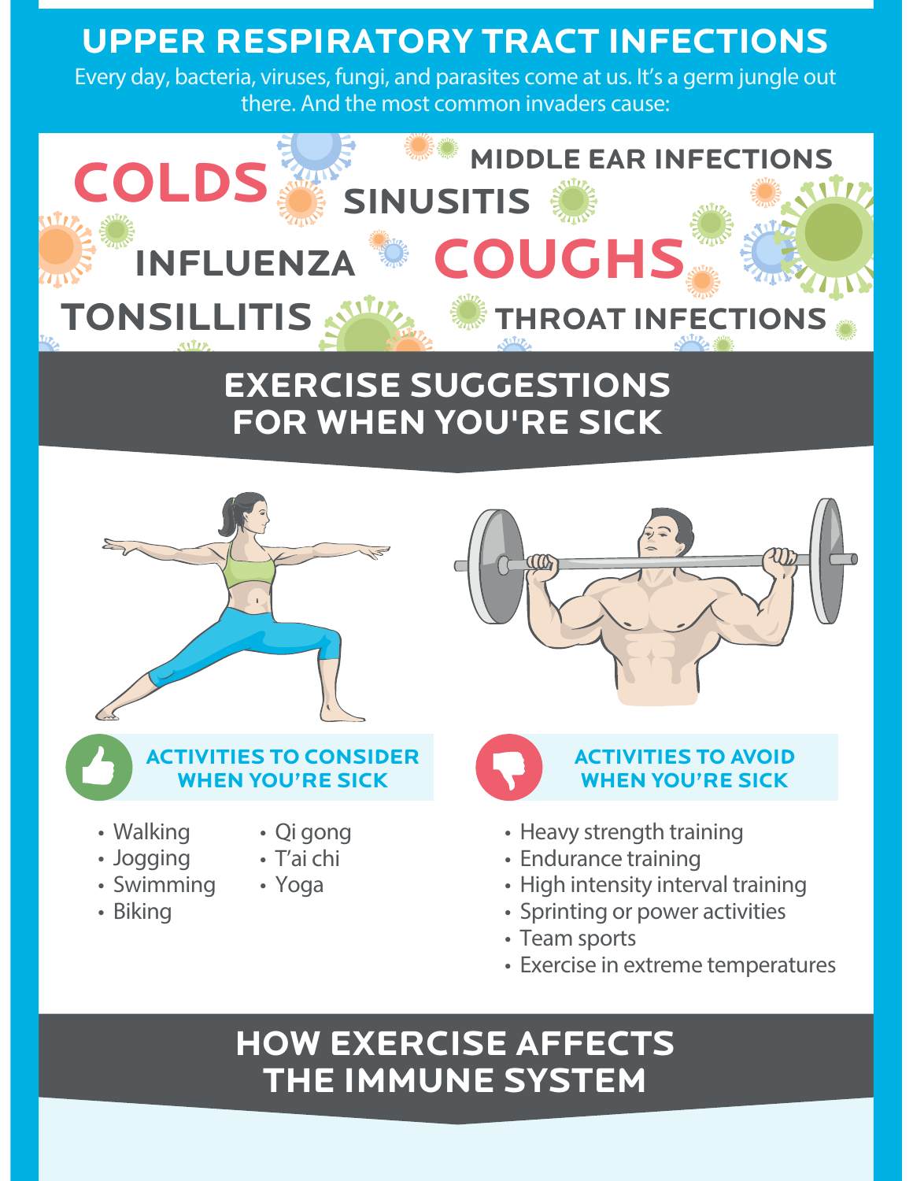## UPPER RESPIRATORY TRACT INFECTIONS

Every day, bacteria, viruses, fungi, and parasites come at us. It's a germ jungle out there. And the most common invaders cause:

- COLDS
- MIDDLE EAR INFECTIONS
- SINUSITIS
- INFLUENZA
- COUGHS
- TONSILLITIS
- THROAT INFECTIONS

## EXERCISE SUGGESTIONS FOR WHEN YOU'RE SICK

### ACTIVITIES TO CONSIDER WHEN YOU'RE SICK

- Walking
- Jogging
- Swimming
- Biking
- Qi gong
- T'ai chi
- Yoga

### ACTIVITIES TO AVOID WHEN YOU'RE SICK

- Heavy strength training
- Endurance training
- High intensity interval training
- Sprinting or power activities
- Team sports
- Exercise in extreme temperatures

## HOW EXERCISE AFFECTS THE IMMUNE SYSTEM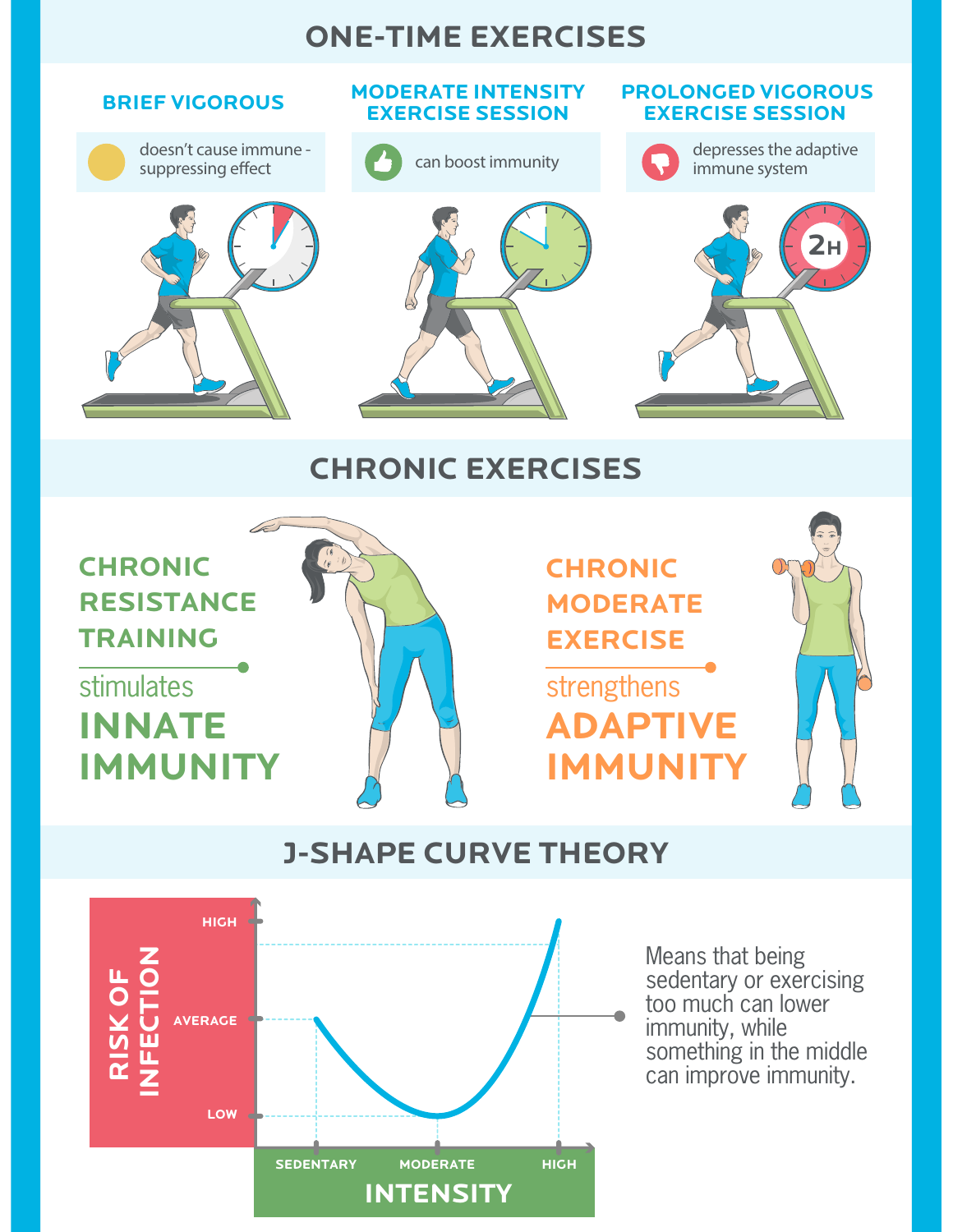## ONE-TIME EXERCISES

### BRIEF VIGOROUS

doesn't cause immune - suppressing effect

### MODERATE INTENSITY EXERCISE SESSION

can boost immunity

### PROLONGED VIGOROUS EXERCISE SESSION

depresses the adaptive immune system

2H

## CHRONIC EXERCISES

### CHRONIC RESISTANCE TRAINING

stimulates **INNATE IMMUNITY**

### CHRONIC MODERATE EXERCISE

strengthens **ADAPTIVE IMMUNITY**

## J-SHAPE CURVE THEORY

RISK OF INFECTION: HIGH, AVERAGE, LOW

INTENSITY: SEDENTARY, MODERATE, HIGH

Means that being sedentary or exercising too much can lower immunity, while something in the middle can improve immunity.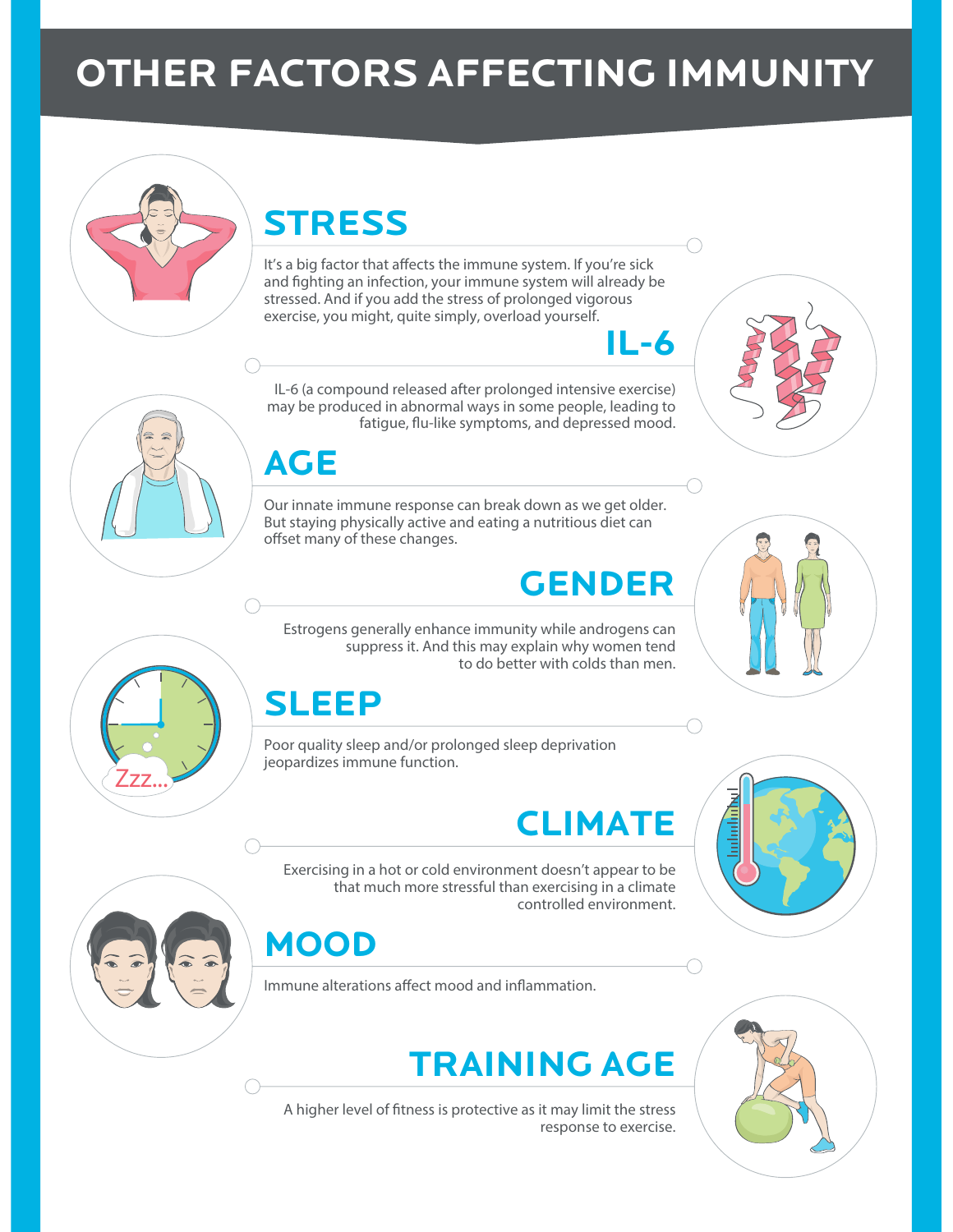# OTHER FACTORS AFFECTING IMMUNITY

## STRESS

It's a big factor that affects the immune system. If you're sick and fighting an infection, your immune system will already be stressed. And if you add the stress of prolonged vigorous exercise, you might, quite simply, overload yourself.

## IL-6

IL-6 (a compound released after prolonged intensive exercise) may be produced in abnormal ways in some people, leading to fatigue, flu-like symptoms, and depressed mood.

## AGE

Our innate immune response can break down as we get older. But staying physically active and eating a nutritious diet can offset many of these changes.

## GENDER

Estrogens generally enhance immunity while androgens can suppress it. And this may explain why women tend to do better with colds than men.

## SLEEP

Poor quality sleep and/or prolonged sleep deprivation jeopardizes immune function.

## CLIMATE

Exercising in a hot or cold environment doesn't appear to be that much more stressful than exercising in a climate controlled environment.

## MOOD

Immune alterations affect mood and inflammation.

## TRAINING AGE

A higher level of fitness is protective as it may limit the stress response to exercise.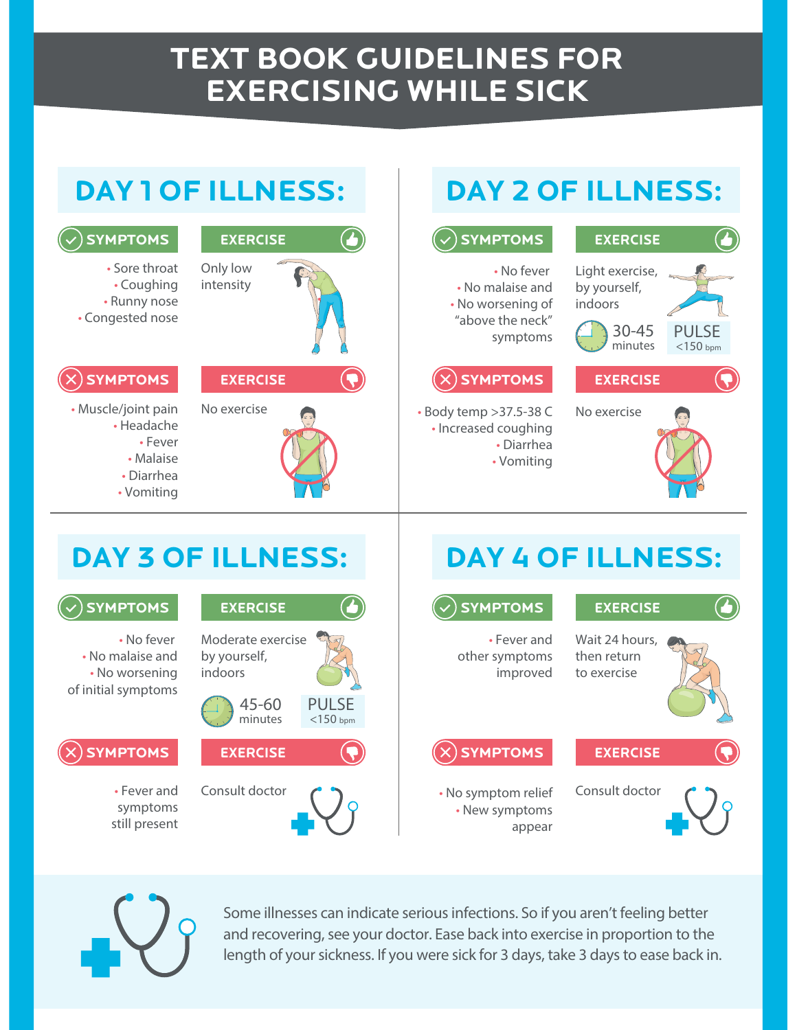# TEXT BOOK GUIDELINES FOR EXERCISING WHILE SICK

## DAY 1 OF ILLNESS:

**✓ SYMPTOMS**

- Sore throat
- Coughing
- Runny nose
- Congested nose

**EXERCISE**

Only low intensity

**✗ SYMPTOMS**

- Muscle/joint pain
- Headache
- Fever
- Malaise
- Diarrhea
- Vomiting

**EXERCISE**

No exercise

## DAY 2 OF ILLNESS:

**✓ SYMPTOMS**

- No fever
- No malaise and
- No worsening of "above the neck" symptoms

**EXERCISE**

Light exercise, by yourself, indoors

30-45 minutes

PULSE <150 bpm

**✗ SYMPTOMS**

- Body temp >37.5-38 C
- Increased coughing
- Diarrhea
- Vomiting

**EXERCISE**

No exercise

## DAY 3 OF ILLNESS:

**✓ SYMPTOMS**

- No fever
- No malaise and
- No worsening of initial symptoms

**EXERCISE**

Moderate exercise by yourself, indoors

45-60 minutes

PULSE <150 bpm

**✗ SYMPTOMS**

- Fever and symptoms still present

**EXERCISE**

Consult doctor

## DAY 4 OF ILLNESS:

**✓ SYMPTOMS**

- Fever and other symptoms improved

**EXERCISE**

Wait 24 hours, then return to exercise

**✗ SYMPTOMS**

- No symptom relief
- New symptoms appear

**EXERCISE**

Consult doctor

Some illnesses can indicate serious infections. So if you aren't feeling better and recovering, see your doctor. Ease back into exercise in proportion to the length of your sickness. If you were sick for 3 days, take 3 days to ease back in.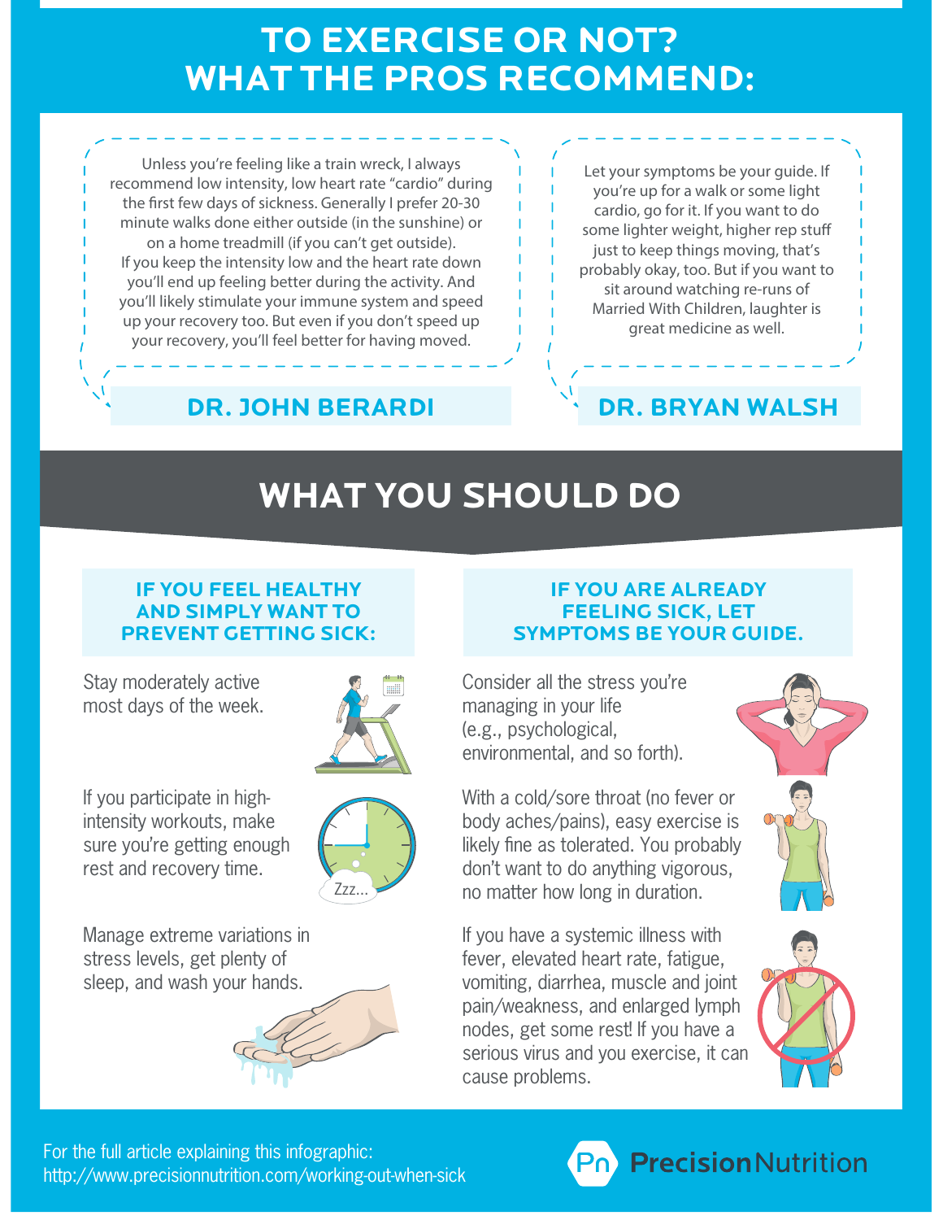# TO EXERCISE OR NOT? WHAT THE PROS RECOMMEND:

Unless you're feeling like a train wreck, I always recommend low intensity, low heart rate "cardio" during the first few days of sickness. Generally I prefer 20-30 minute walks done either outside (in the sunshine) or on a home treadmill (if you can't get outside). If you keep the intensity low and the heart rate down you'll end up feeling better during the activity. And you'll likely stimulate your immune system and speed up your recovery too. But even if you don't speed up your recovery, you'll feel better for having moved.

**DR. JOHN BERARDI**

Let your symptoms be your guide. If you're up for a walk or some light cardio, go for it. If you want to do some lighter weight, higher rep stuff just to keep things moving, that's probably okay, too. But if you want to sit around watching re-runs of Married With Children, laughter is great medicine as well.

**DR. BRYAN WALSH**

## WHAT YOU SHOULD DO

### IF YOU FEEL HEALTHY AND SIMPLY WANT TO PREVENT GETTING SICK:

Stay moderately active most days of the week.

If you participate in high-intensity workouts, make sure you're getting enough rest and recovery time.

Zzz...

Manage extreme variations in stress levels, get plenty of sleep, and wash your hands.

### IF YOU ARE ALREADY FEELING SICK, LET SYMPTOMS BE YOUR GUIDE.

Consider all the stress you're managing in your life (e.g., psychological, environmental, and so forth).

With a cold/sore throat (no fever or body aches/pains), easy exercise is likely fine as tolerated. You probably don't want to do anything vigorous, no matter how long in duration.

If you have a systemic illness with fever, elevated heart rate, fatigue, vomiting, diarrhea, muscle and joint pain/weakness, and enlarged lymph nodes, get some rest! If you have a serious virus and you exercise, it can cause problems.

For the full article explaining this infographic:
http://www.precisionnutrition.com/working-out-when-sick

Pn PrecisionNutrition